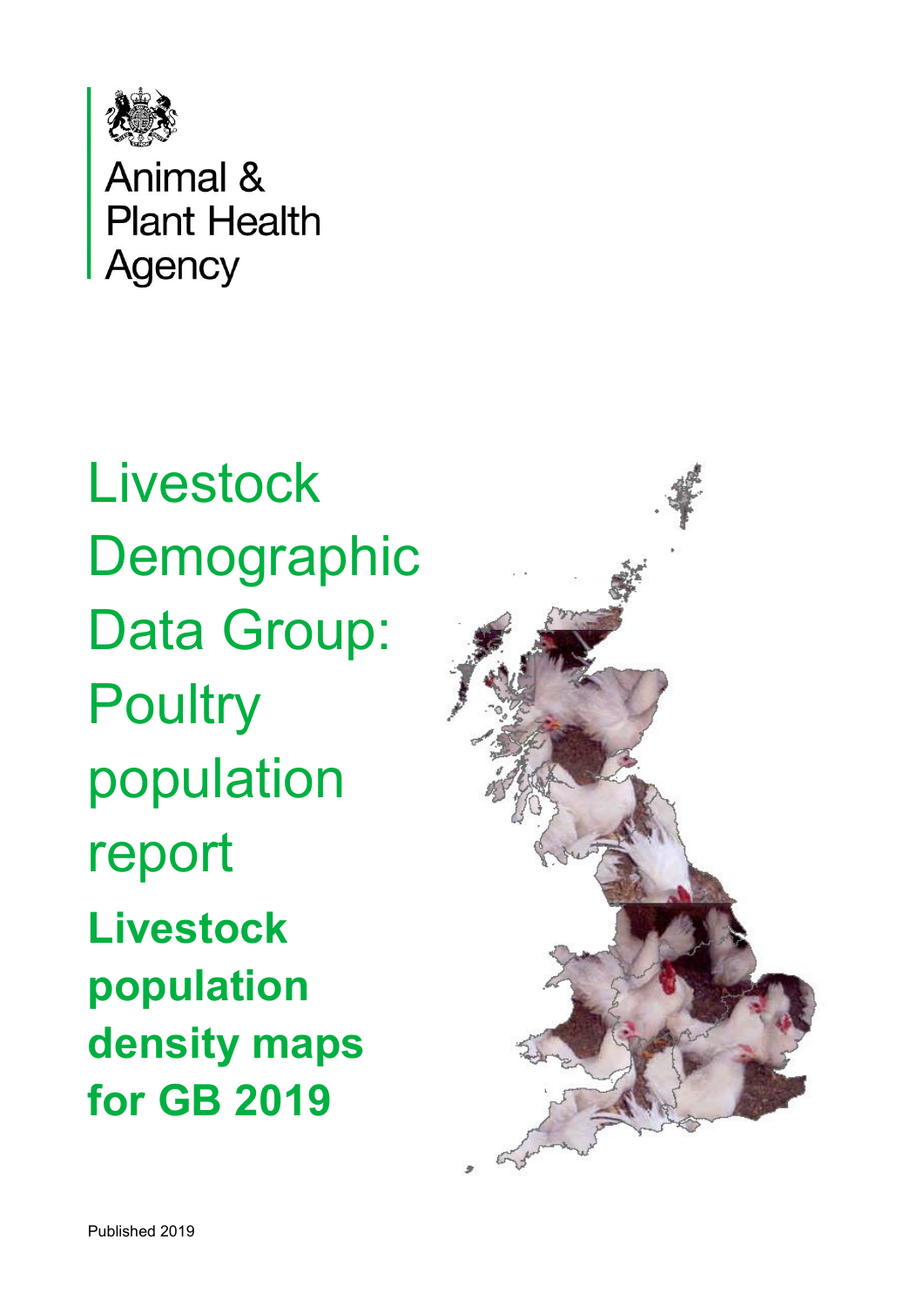Animal & Plant Health Agency

# Livestock Demographic Data Group: Poultry population report

## Livestock population density maps for GB 2019

Published 2019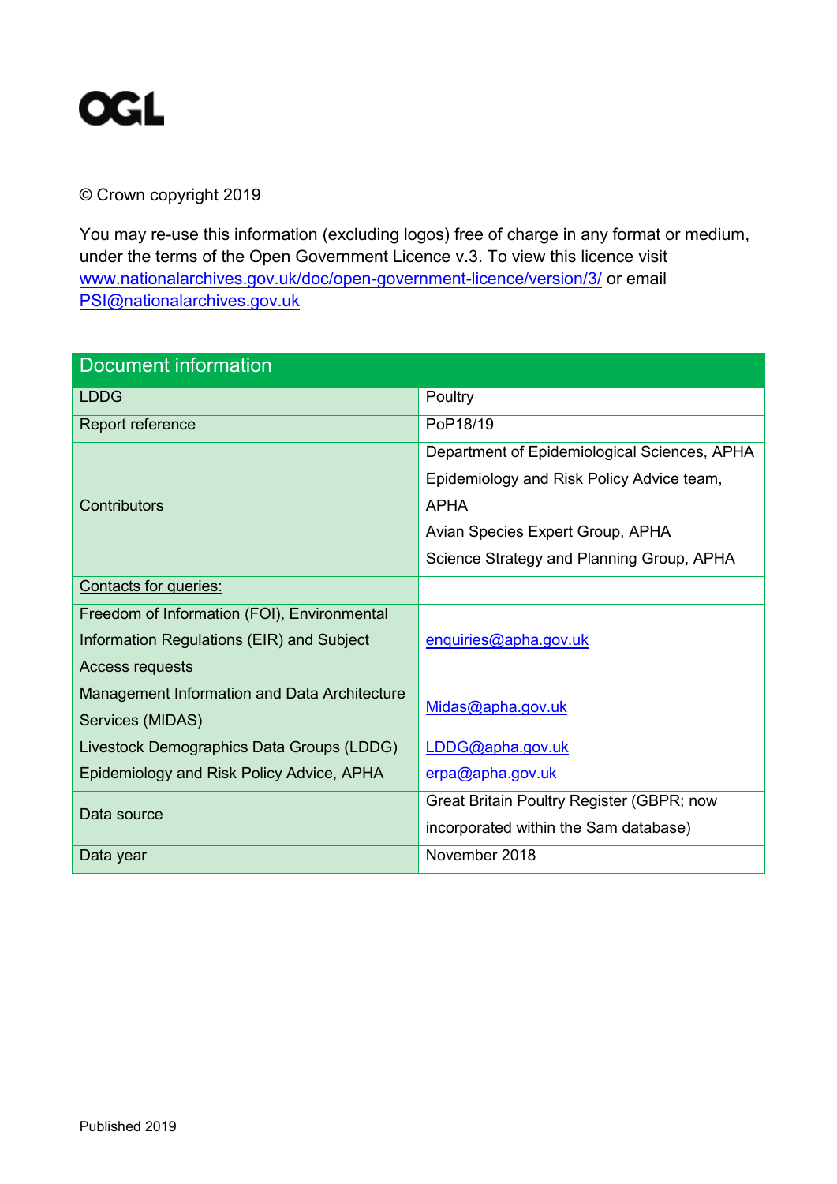OGL

© Crown copyright 2019

You may re-use this information (excluding logos) free of charge in any format or medium, under the terms of the Open Government Licence v.3. To view this licence visit www.nationalarchives.gov.uk/doc/open-government-licence/version/3/ or email PSI@nationalarchives.gov.uk

| Document information | |
|---|---|
| LDDG | Poultry |
| Report reference | PoP18/19 |
| Contributors | Department of Epidemiological Sciences, APHA<br>Epidemiology and Risk Policy Advice team, APHA<br>Avian Species Expert Group, APHA<br>Science Strategy and Planning Group, APHA |
| Contacts for queries: | |
| Freedom of Information (FOI), Environmental Information Regulations (EIR) and Subject Access requests | enquiries@apha.gov.uk |
| Management Information and Data Architecture Services (MIDAS) | Midas@apha.gov.uk |
| Livestock Demographics Data Groups (LDDG) | LDDG@apha.gov.uk |
| Epidemiology and Risk Policy Advice, APHA | erpa@apha.gov.uk |
| Data source | Great Britain Poultry Register (GBPR; now incorporated within the Sam database) |
| Data year | November 2018 |

Published 2019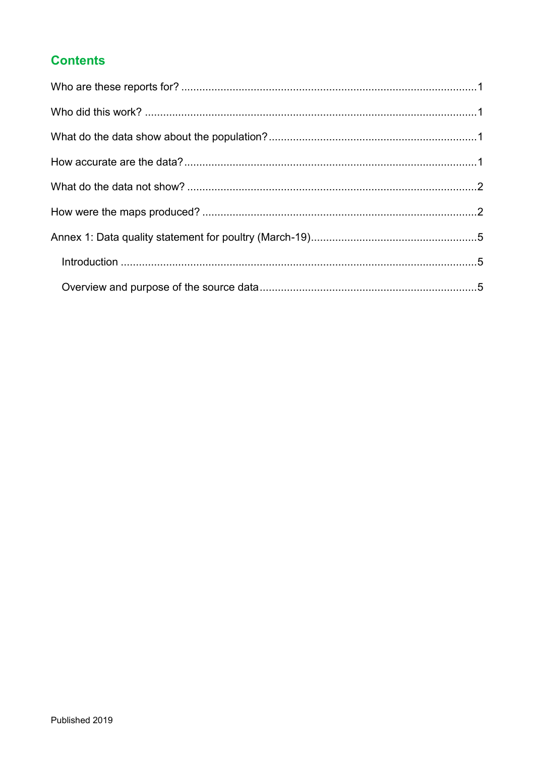## Contents

Who are these reports for? ....................................................................................................1

Who did this work? ..............................................................................................................1

What do the data show about the population? .....................................................................1

How accurate are the data? .................................................................................................1

What do the data not show? .................................................................................................2

How were the maps produced? ............................................................................................2

Annex 1: Data quality statement for poultry (March-19).......................................................5

- Introduction .....................................................................................................................5
- Overview and purpose of the source data ........................................................................5

Published 2019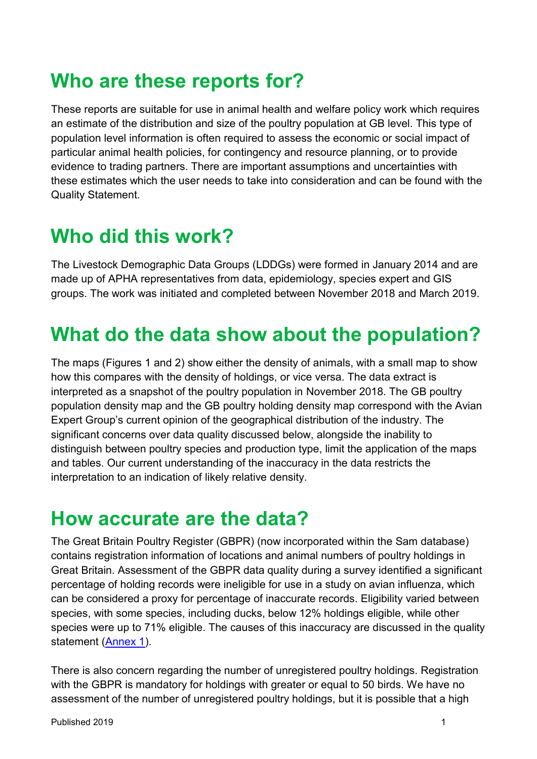## Who are these reports for?

These reports are suitable for use in animal health and welfare policy work which requires an estimate of the distribution and size of the poultry population at GB level. This type of population level information is often required to assess the economic or social impact of particular animal health policies, for contingency and resource planning, or to provide evidence to trading partners. There are important assumptions and uncertainties with these estimates which the user needs to take into consideration and can be found with the Quality Statement.

## Who did this work?

The Livestock Demographic Data Groups (LDDGs) were formed in January 2014 and are made up of APHA representatives from data, epidemiology, species expert and GIS groups. The work was initiated and completed between November 2018 and March 2019.

## What do the data show about the population?

The maps (Figures 1 and 2) show either the density of animals, with a small map to show how this compares with the density of holdings, or vice versa. The data extract is interpreted as a snapshot of the poultry population in November 2018. The GB poultry population density map and the GB poultry holding density map correspond with the Avian Expert Group's current opinion of the geographical distribution of the industry. The significant concerns over data quality discussed below, alongside the inability to distinguish between poultry species and production type, limit the application of the maps and tables. Our current understanding of the inaccuracy in the data restricts the interpretation to an indication of likely relative density.

## How accurate are the data?

The Great Britain Poultry Register (GBPR) (now incorporated within the Sam database) contains registration information of locations and animal numbers of poultry holdings in Great Britain. Assessment of the GBPR data quality during a survey identified a significant percentage of holding records were ineligible for use in a study on avian influenza, which can be considered a proxy for percentage of inaccurate records. Eligibility varied between species, with some species, including ducks, below 12% holdings eligible, while other species were up to 71% eligible. The causes of this inaccuracy are discussed in the quality statement ([Annex 1](#)).

There is also concern regarding the number of unregistered poultry holdings. Registration with the GBPR is mandatory for holdings with greater or equal to 50 birds. We have no assessment of the number of unregistered poultry holdings, but it is possible that a high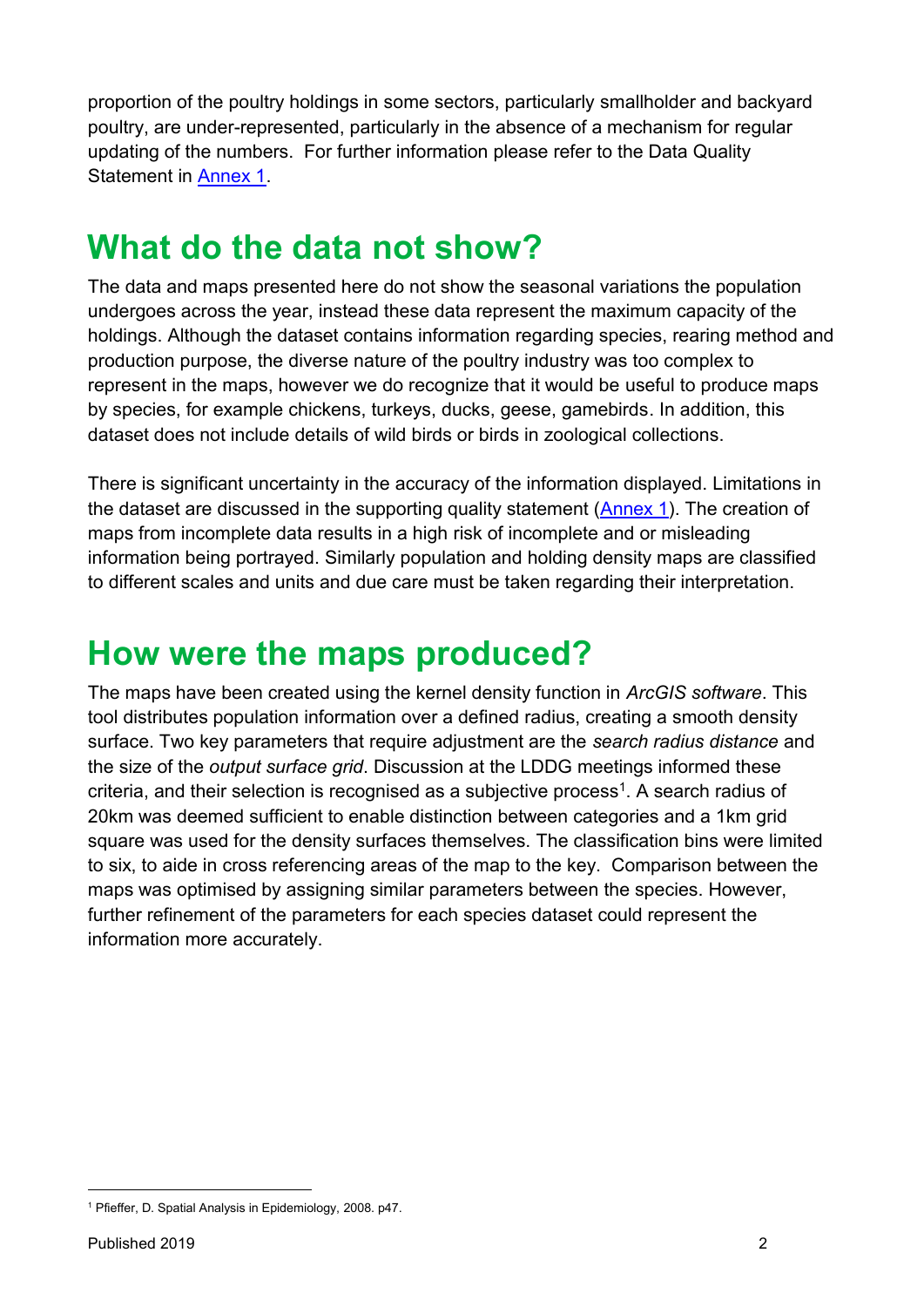proportion of the poultry holdings in some sectors, particularly smallholder and backyard poultry, are under-represented, particularly in the absence of a mechanism for regular updating of the numbers. For further information please refer to the Data Quality Statement in Annex 1.

# What do the data not show?

The data and maps presented here do not show the seasonal variations the population undergoes across the year, instead these data represent the maximum capacity of the holdings. Although the dataset contains information regarding species, rearing method and production purpose, the diverse nature of the poultry industry was too complex to represent in the maps, however we do recognize that it would be useful to produce maps by species, for example chickens, turkeys, ducks, geese, gamebirds. In addition, this dataset does not include details of wild birds or birds in zoological collections.

There is significant uncertainty in the accuracy of the information displayed. Limitations in the dataset are discussed in the supporting quality statement (Annex 1). The creation of maps from incomplete data results in a high risk of incomplete and or misleading information being portrayed. Similarly population and holding density maps are classified to different scales and units and due care must be taken regarding their interpretation.

# How were the maps produced?

The maps have been created using the kernel density function in *ArcGIS software*. This tool distributes population information over a defined radius, creating a smooth density surface. Two key parameters that require adjustment are the *search radius distance* and the size of the *output surface grid*. Discussion at the LDDG meetings informed these criteria, and their selection is recognised as a subjective process[1]. A search radius of 20km was deemed sufficient to enable distinction between categories and a 1km grid square was used for the density surfaces themselves. The classification bins were limited to six, to aide in cross referencing areas of the map to the key. Comparison between the maps was optimised by assigning similar parameters between the species. However, further refinement of the parameters for each species dataset could represent the information more accurately.

[1] Pfieffer, D. Spatial Analysis in Epidemiology, 2008. p47.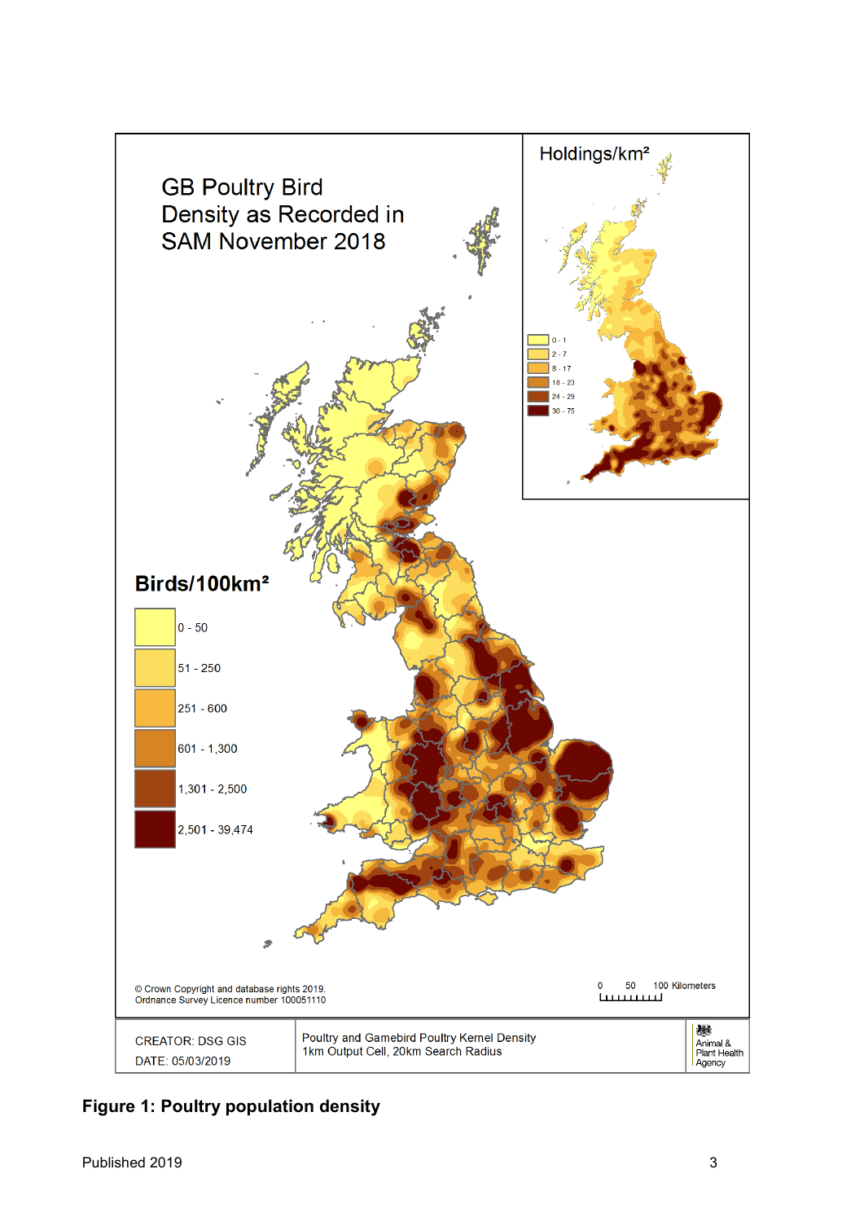GB Poultry Bird Density as Recorded in SAM November 2018

Holdings/km²

| |
|---|
| 0 - 1 |
| 2 - 7 |
| 8 - 17 |
| 18 - 23 |
| 24 - 29 |
| 30 - 75 |

Birds/100km²

| |
|---|
| 0 - 50 |
| 51 - 250 |
| 251 - 600 |
| 601 - 1,300 |
| 1,301 - 2,500 |
| 2,501 - 39,474 |

© Crown Copyright and database rights 2019. Ordnance Survey Licence number 100051110

0 50 100 Kilometers

| | | |
|---|---|---|
| CREATOR: DSG GIS<br>DATE: 05/03/2019 | Poultry and Gamebird Poultry Kernel Density<br>1km Output Cell, 20km Search Radius | Animal & Plant Health Agency |

**Figure 1: Poultry population density**

Published 2019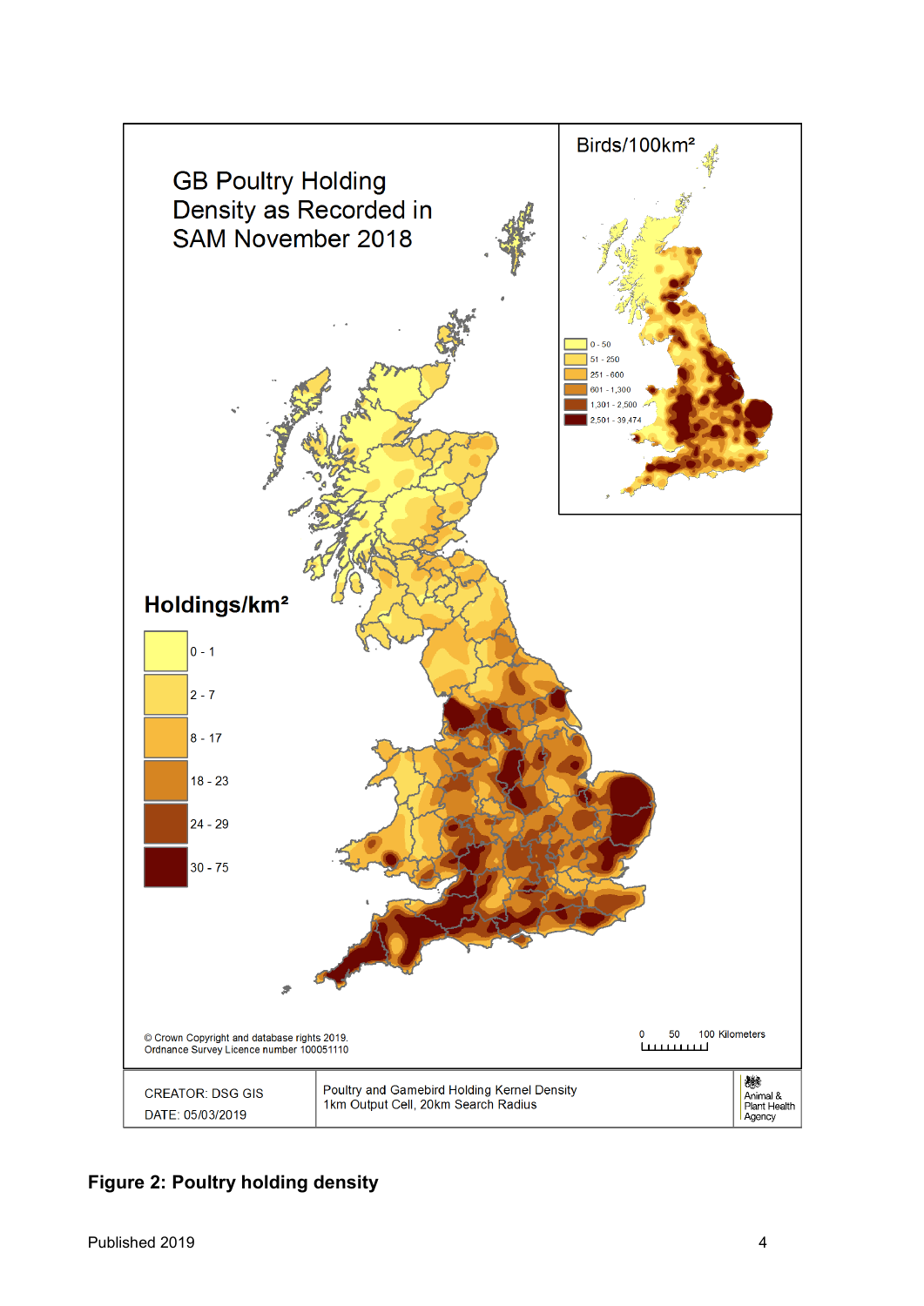GB Poultry Holding Density as Recorded in SAM November 2018

**Holdings/km²**

- 0 - 1
- 2 - 7
- 8 - 17
- 18 - 23
- 24 - 29
- 30 - 75

Birds/100km²

- 0 - 50
- 51 - 250
- 251 - 600
- 601 - 1,300
- 1,301 - 2,500
- 2,501 - 39,474

0 50 100 Kilometers

© Crown Copyright and database rights 2019.
Ordnance Survey Licence number 100051110

| CREATOR: DSG GIS<br>DATE: 05/03/2019 | Poultry and Gamebird Holding Kernel Density<br>1km Output Cell, 20km Search Radius | Animal & Plant Health Agency |
|---|---|---|

**Figure 2: Poultry holding density**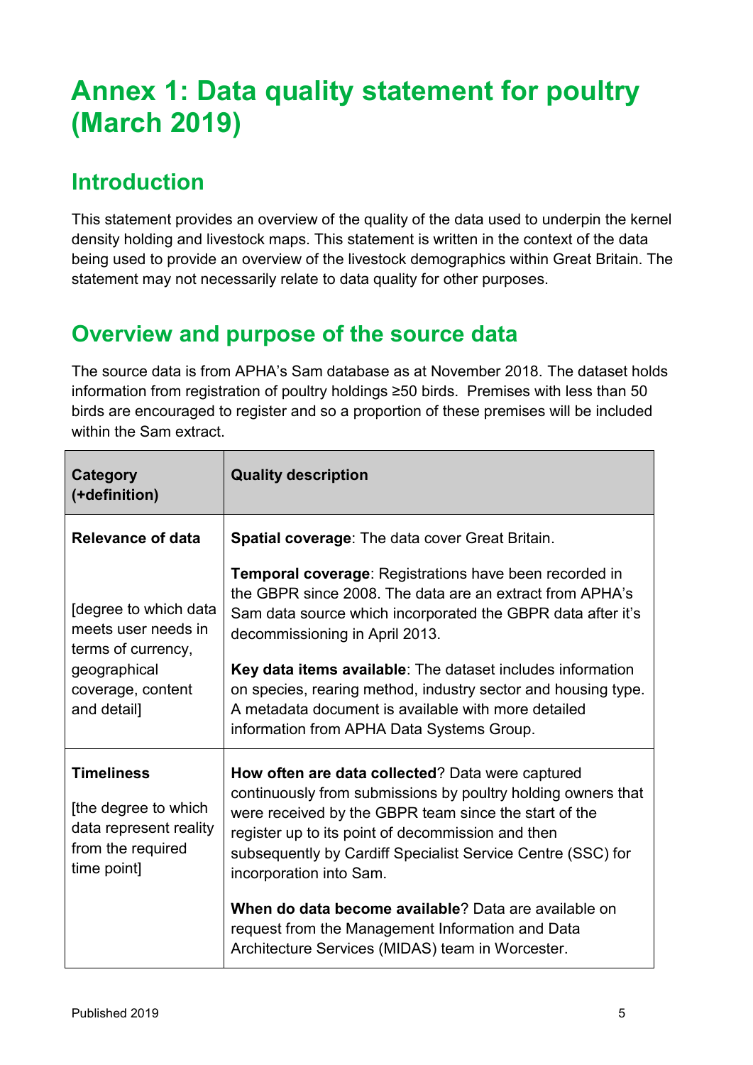# Annex 1: Data quality statement for poultry (March 2019)

## Introduction

This statement provides an overview of the quality of the data used to underpin the kernel density holding and livestock maps. This statement is written in the context of the data being used to provide an overview of the livestock demographics within Great Britain. The statement may not necessarily relate to data quality for other purposes.

## Overview and purpose of the source data

The source data is from APHA's Sam database as at November 2018. The dataset holds information from registration of poultry holdings ≥50 birds. Premises with less than 50 birds are encouraged to register and so a proportion of these premises will be included within the Sam extract.

| Category (+definition) | Quality description |
| --- | --- |
| **Relevance of data**<br><br>[degree to which data meets user needs in terms of currency, geographical coverage, content and detail] | **Spatial coverage**: The data cover Great Britain.<br><br>**Temporal coverage**: Registrations have been recorded in the GBPR since 2008. The data are an extract from APHA's Sam data source which incorporated the GBPR data after it's decommissioning in April 2013.<br><br>**Key data items available**: The dataset includes information on species, rearing method, industry sector and housing type. A metadata document is available with more detailed information from APHA Data Systems Group. |
| **Timeliness**<br><br>[the degree to which data represent reality from the required time point] | **How often are data collected**? Data were captured continuously from submissions by poultry holding owners that were received by the GBPR team since the start of the register up to its point of decommission and then subsequently by Cardiff Specialist Service Centre (SSC) for incorporation into Sam.<br><br>**When do data become available**? Data are available on request from the Management Information and Data Architecture Services (MIDAS) team in Worcester. |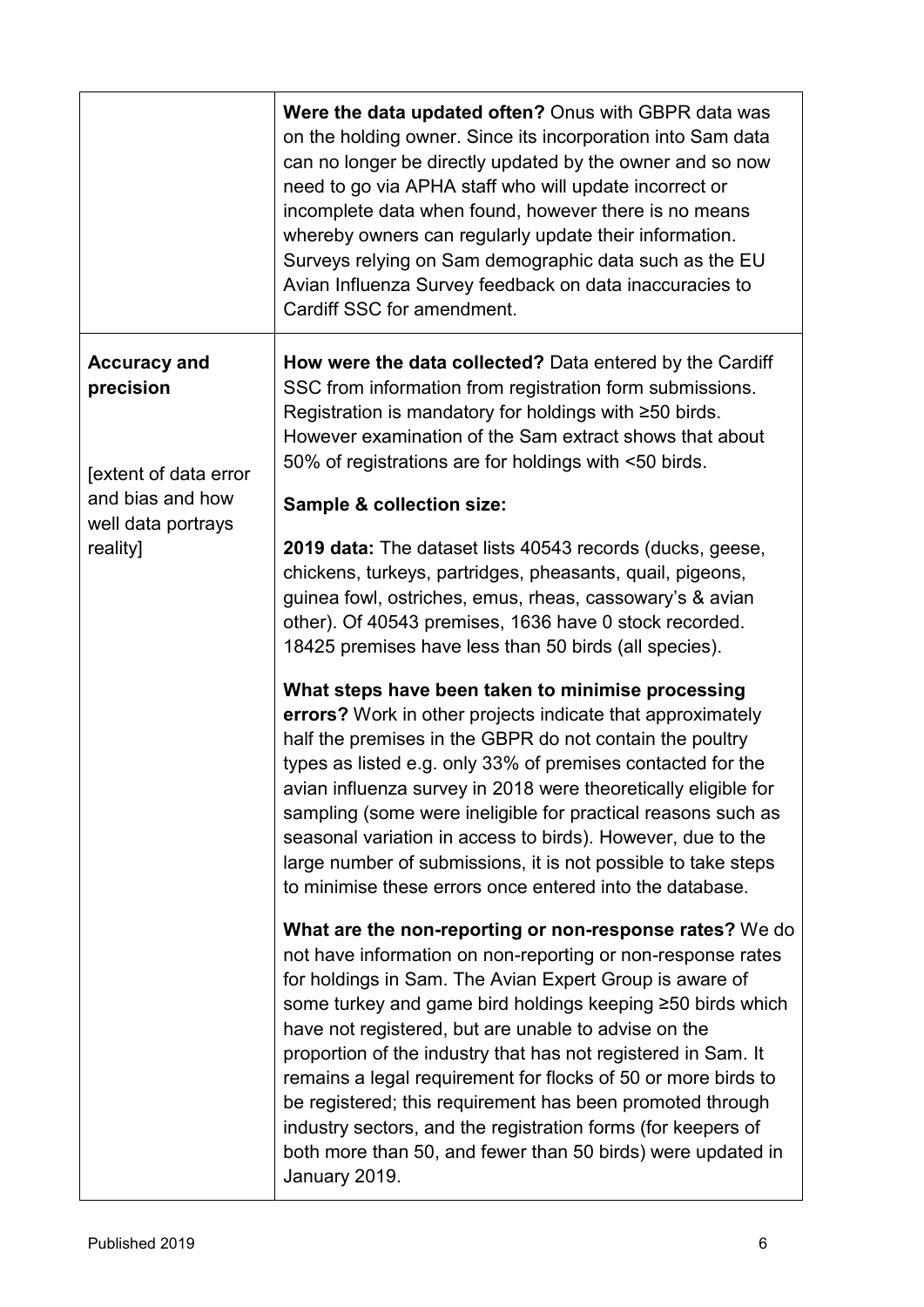| | |
|---|---|
| | **Were the data updated often?** Onus with GBPR data was on the holding owner. Since its incorporation into Sam data can no longer be directly updated by the owner and so now need to go via APHA staff who will update incorrect or incomplete data when found, however there is no means whereby owners can regularly update their information. Surveys relying on Sam demographic data such as the EU Avian Influenza Survey feedback on data inaccuracies to Cardiff SSC for amendment. |
| **Accuracy and precision**<br><br>[extent of data error and bias and how well data portrays reality] | **How were the data collected?** Data entered by the Cardiff SSC from information from registration form submissions. Registration is mandatory for holdings with ≥50 birds. However examination of the Sam extract shows that about 50% of registrations are for holdings with <50 birds.<br><br>**Sample & collection size:**<br><br>**2019 data:** The dataset lists 40543 records (ducks, geese, chickens, turkeys, partridges, pheasants, quail, pigeons, guinea fowl, ostriches, emus, rheas, cassowary's & avian other). Of 40543 premises, 1636 have 0 stock recorded. 18425 premises have less than 50 birds (all species).<br><br>**What steps have been taken to minimise processing errors?** Work in other projects indicate that approximately half the premises in the GBPR do not contain the poultry types as listed e.g. only 33% of premises contacted for the avian influenza survey in 2018 were theoretically eligible for sampling (some were ineligible for practical reasons such as seasonal variation in access to birds). However, due to the large number of submissions, it is not possible to take steps to minimise these errors once entered into the database.<br><br>**What are the non-reporting or non-response rates?** We do not have information on non-reporting or non-response rates for holdings in Sam. The Avian Expert Group is aware of some turkey and game bird holdings keeping ≥50 birds which have not registered, but are unable to advise on the proportion of the industry that has not registered in Sam. It remains a legal requirement for flocks of 50 or more birds to be registered; this requirement has been promoted through industry sectors, and the registration forms (for keepers of both more than 50, and fewer than 50 birds) were updated in January 2019. |

Published 2019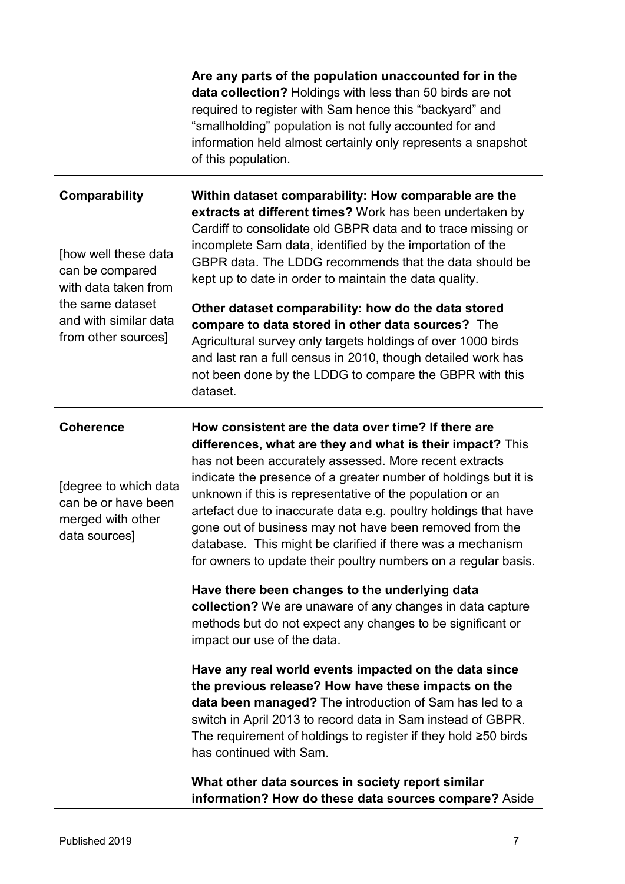| | |
|---|---|
| | **Are any parts of the population unaccounted for in the data collection?** Holdings with less than 50 birds are not required to register with Sam hence this "backyard" and "smallholding" population is not fully accounted for and information held almost certainly only represents a snapshot of this population. |
| **Comparability**<br><br>[how well these data can be compared with data taken from the same dataset and with similar data from other sources] | **Within dataset comparability: How comparable are the extracts at different times?** Work has been undertaken by Cardiff to consolidate old GBPR data and to trace missing or incomplete Sam data, identified by the importation of the GBPR data. The LDDG recommends that the data should be kept up to date in order to maintain the data quality.<br><br>**Other dataset comparability: how do the data stored compare to data stored in other data sources?** The Agricultural survey only targets holdings of over 1000 birds and last ran a full census in 2010, though detailed work has not been done by the LDDG to compare the GBPR with this dataset. |
| **Coherence**<br><br>[degree to which data can be or have been merged with other data sources] | **How consistent are the data over time? If there are differences, what are they and what is their impact?** This has not been accurately assessed. More recent extracts indicate the presence of a greater number of holdings but it is unknown if this is representative of the population or an artefact due to inaccurate data e.g. poultry holdings that have gone out of business may not have been removed from the database. This might be clarified if there was a mechanism for owners to update their poultry numbers on a regular basis.<br><br>**Have there been changes to the underlying data collection?** We are unaware of any changes in data capture methods but do not expect any changes to be significant or impact our use of the data.<br><br>**Have any real world events impacted on the data since the previous release? How have these impacts on the data been managed?** The introduction of Sam has led to a switch in April 2013 to record data in Sam instead of GBPR. The requirement of holdings to register if they hold ≥50 birds has continued with Sam.<br><br>**What other data sources in society report similar information? How do these data sources compare?** Aside |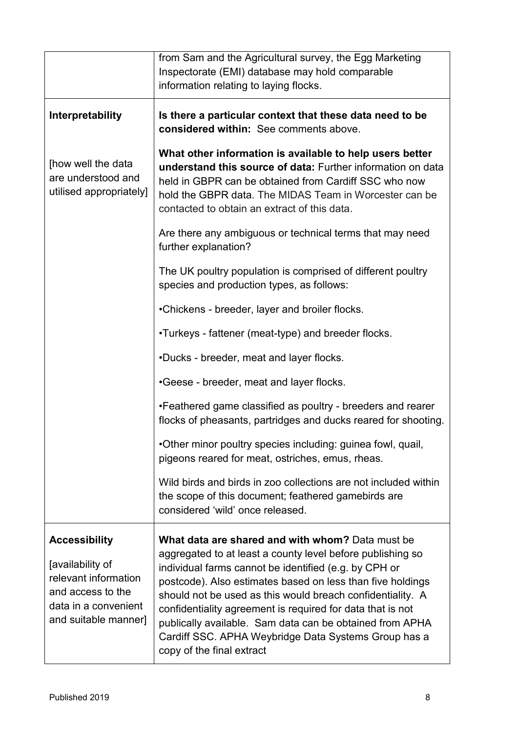| | |
|---|---|
| | from Sam and the Agricultural survey, the Egg Marketing Inspectorate (EMI) database may hold comparable information relating to laying flocks. |
| **Interpretability**<br><br>[how well the data are understood and utilised appropriately] | **Is there a particular context that these data need to be considered within:** See comments above.<br><br>**What other information is available to help users better understand this source of data:** Further information on data held in GBPR can be obtained from Cardiff SSC who now hold the GBPR data. The MIDAS Team in Worcester can be contacted to obtain an extract of this data.<br><br>Are there any ambiguous or technical terms that may need further explanation?<br><br>The UK poultry population is comprised of different poultry species and production types, as follows:<br><br>•Chickens - breeder, layer and broiler flocks.<br><br>•Turkeys - fattener (meat-type) and breeder flocks.<br><br>•Ducks - breeder, meat and layer flocks.<br><br>•Geese - breeder, meat and layer flocks.<br><br>•Feathered game classified as poultry - breeders and rearer flocks of pheasants, partridges and ducks reared for shooting.<br><br>•Other minor poultry species including: guinea fowl, quail, pigeons reared for meat, ostriches, emus, rheas.<br><br>Wild birds and birds in zoo collections are not included within the scope of this document; feathered gamebirds are considered 'wild' once released. |
| **Accessibility**<br><br>[availability of relevant information and access to the data in a convenient and suitable manner] | **What data are shared and with whom?** Data must be aggregated to at least a county level before publishing so individual farms cannot be identified (e.g. by CPH or postcode). Also estimates based on less than five holdings should not be used as this would breach confidentiality. A confidentiality agreement is required for data that is not publically available. Sam data can be obtained from APHA Cardiff SSC. APHA Weybridge Data Systems Group has a copy of the final extract |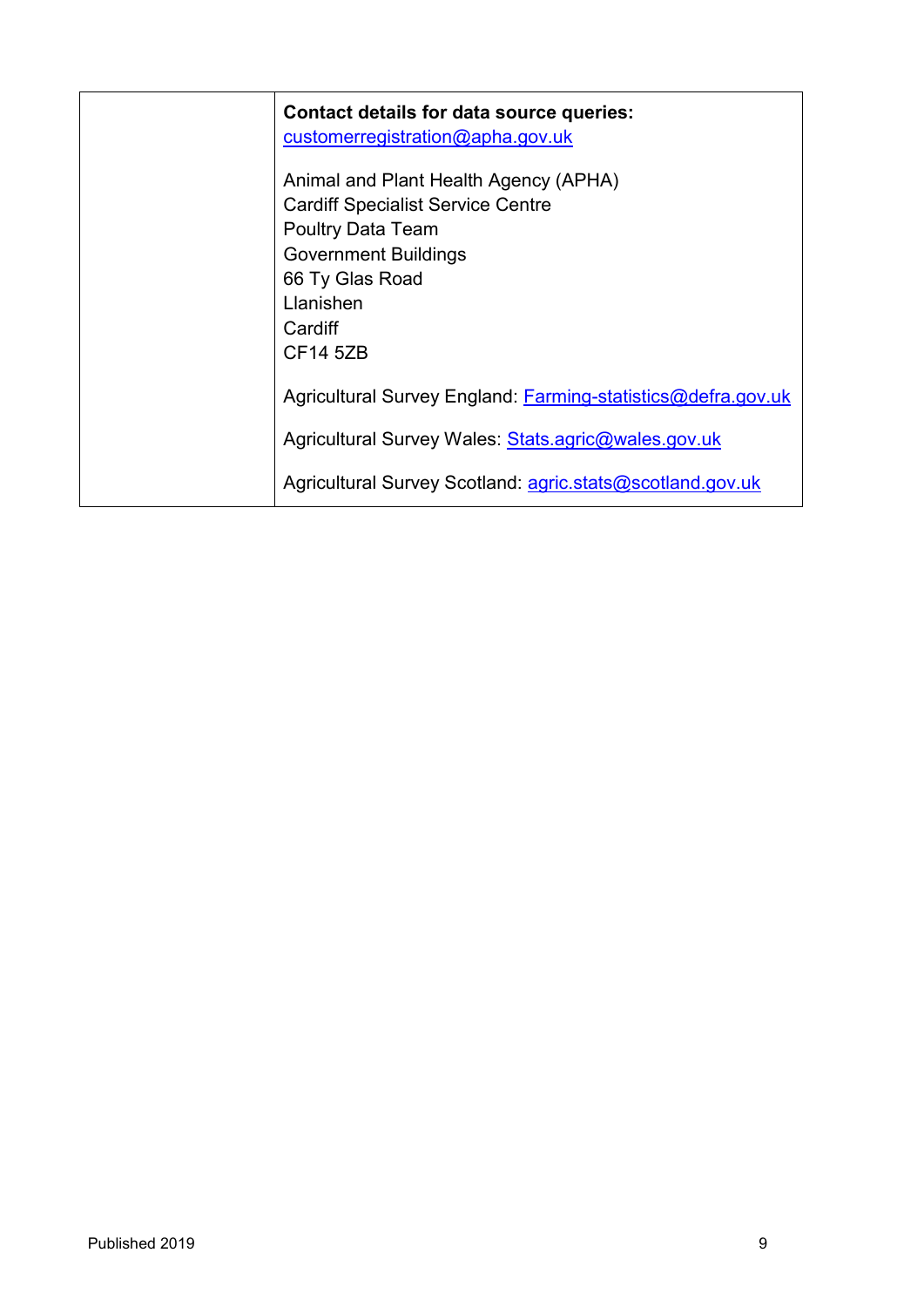| | |
|---|---|
| | **Contact details for data source queries:**<br>customerregistration@apha.gov.uk<br><br>Animal and Plant Health Agency (APHA)<br>Cardiff Specialist Service Centre<br>Poultry Data Team<br>Government Buildings<br>66 Ty Glas Road<br>Llanishen<br>Cardiff<br>CF14 5ZB<br><br>Agricultural Survey England: Farming-statistics@defra.gov.uk<br><br>Agricultural Survey Wales: Stats.agric@wales.gov.uk<br><br>Agricultural Survey Scotland: agric.stats@scotland.gov.uk |

Published 2019